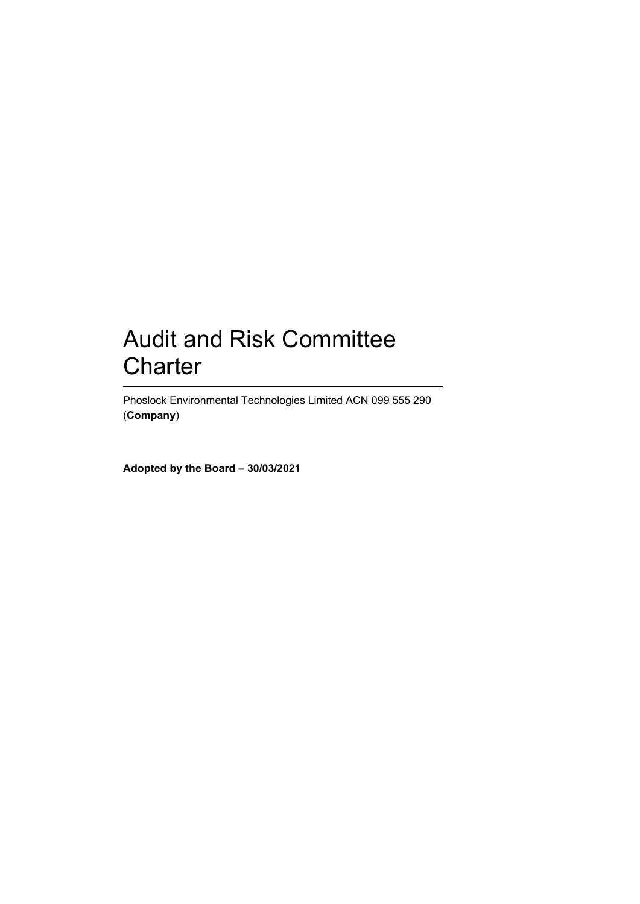# Audit and Risk Committee Charter

Phoslock Environmental Technologies Limited ACN 099 555 290 (**Company**)

**Adopted by the Board – 30/03/2021**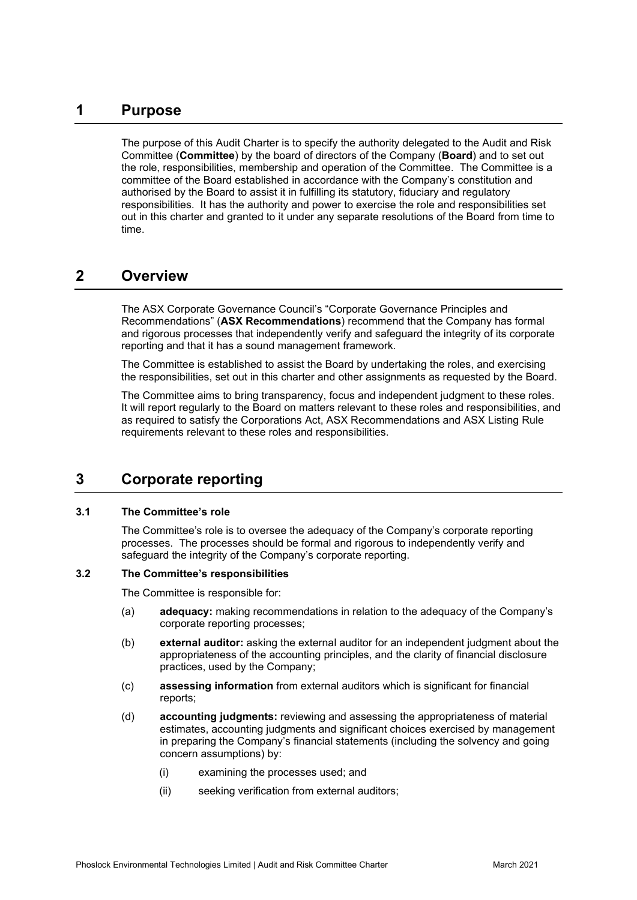# 1 Purpose

The purpose of this Audit Charter is to specify the authority delegated to the Audit and Risk Committee (**Committee**) by the board of directors of the Company (**Board**) and to set out the role, responsibilities, membership and operation of the Committee. The Committee is a committee of the Board established in accordance with the Company's constitution and authorised by the Board to assist it in fulfilling its statutory, fiduciary and regulatory responsibilities. It has the authority and power to exercise the role and responsibilities set out in this charter and granted to it under any separate resolutions of the Board from time to time.

# 2 Overview

The ASX Corporate Governance Council's "Corporate Governance Principles and Recommendations" (**ASX Recommendations**) recommend that the Company has formal and rigorous processes that independently verify and safeguard the integrity of its corporate reporting and that it has a sound management framework.

The Committee is established to assist the Board by undertaking the roles, and exercising the responsibilities, set out in this charter and other assignments as requested by the Board.

The Committee aims to bring transparency, focus and independent judgment to these roles. It will report regularly to the Board on matters relevant to these roles and responsibilities, and as required to satisfy the Corporations Act, ASX Recommendations and ASX Listing Rule requirements relevant to these roles and responsibilities.

# 3 Corporate reporting

### 3.1 The Committee's role

The Committee's role is to oversee the adequacy of the Company's corporate reporting processes. The processes should be formal and rigorous to independently verify and safeguard the integrity of the Company's corporate reporting.

### 3.2 The Committee's responsibilities

The Committee is responsible for:

(a) **adequacy:** making recommendations in relation to the adequacy of the Company's corporate reporting processes;

(b) **external auditor:** asking the external auditor for an independent judgment about the appropriateness of the accounting principles, and the clarity of financial disclosure practices, used by the Company;

(c) **assessing information** from external auditors which is significant for financial reports;

(d) **accounting judgments:** reviewing and assessing the appropriateness of material estimates, accounting judgments and significant choices exercised by management in preparing the Company's financial statements (including the solvency and going concern assumptions) by:

  (i) examining the processes used; and

  (ii) seeking verification from external auditors;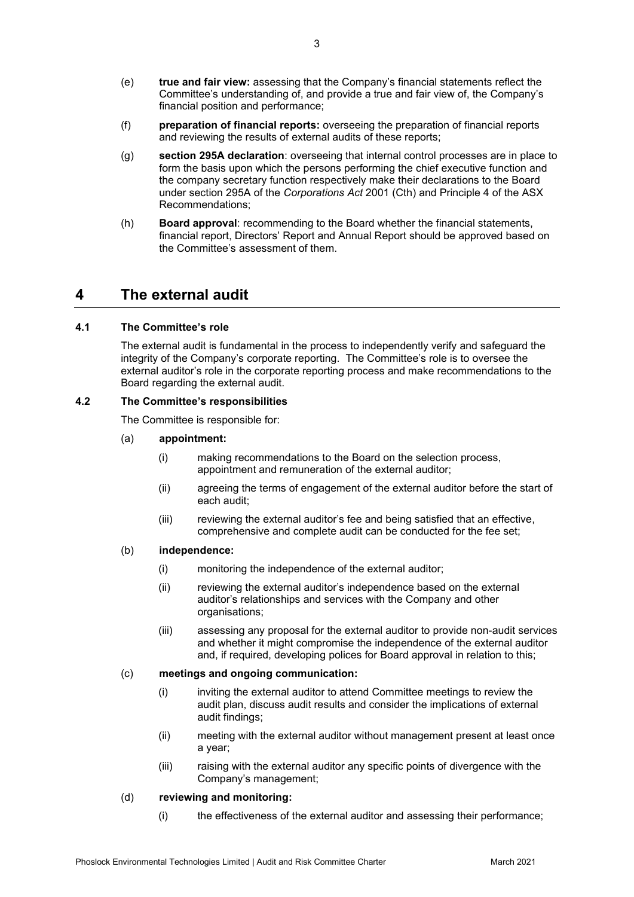(e) **true and fair view:** assessing that the Company's financial statements reflect the Committee's understanding of, and provide a true and fair view of, the Company's financial position and performance;

(f) **preparation of financial reports:** overseeing the preparation of financial reports and reviewing the results of external audits of these reports;

(g) **section 295A declaration**: overseeing that internal control processes are in place to form the basis upon which the persons performing the chief executive function and the company secretary function respectively make their declarations to the Board under section 295A of the *Corporations Act* 2001 (Cth) and Principle 4 of the ASX Recommendations;

(h) **Board approval**: recommending to the Board whether the financial statements, financial report, Directors' Report and Annual Report should be approved based on the Committee's assessment of them.

# 4 The external audit

## 4.1 The Committee's role

The external audit is fundamental in the process to independently verify and safeguard the integrity of the Company's corporate reporting. The Committee's role is to oversee the external auditor's role in the corporate reporting process and make recommendations to the Board regarding the external audit.

## 4.2 The Committee's responsibilities

The Committee is responsible for:

(a) **appointment:**

  (i) making recommendations to the Board on the selection process, appointment and remuneration of the external auditor;

  (ii) agreeing the terms of engagement of the external auditor before the start of each audit;

  (iii) reviewing the external auditor's fee and being satisfied that an effective, comprehensive and complete audit can be conducted for the fee set;

(b) **independence:**

  (i) monitoring the independence of the external auditor;

  (ii) reviewing the external auditor's independence based on the external auditor's relationships and services with the Company and other organisations;

  (iii) assessing any proposal for the external auditor to provide non-audit services and whether it might compromise the independence of the external auditor and, if required, developing polices for Board approval in relation to this;

(c) **meetings and ongoing communication:**

  (i) inviting the external auditor to attend Committee meetings to review the audit plan, discuss audit results and consider the implications of external audit findings;

  (ii) meeting with the external auditor without management present at least once a year;

  (iii) raising with the external auditor any specific points of divergence with the Company's management;

(d) **reviewing and monitoring:**

  (i) the effectiveness of the external auditor and assessing their performance;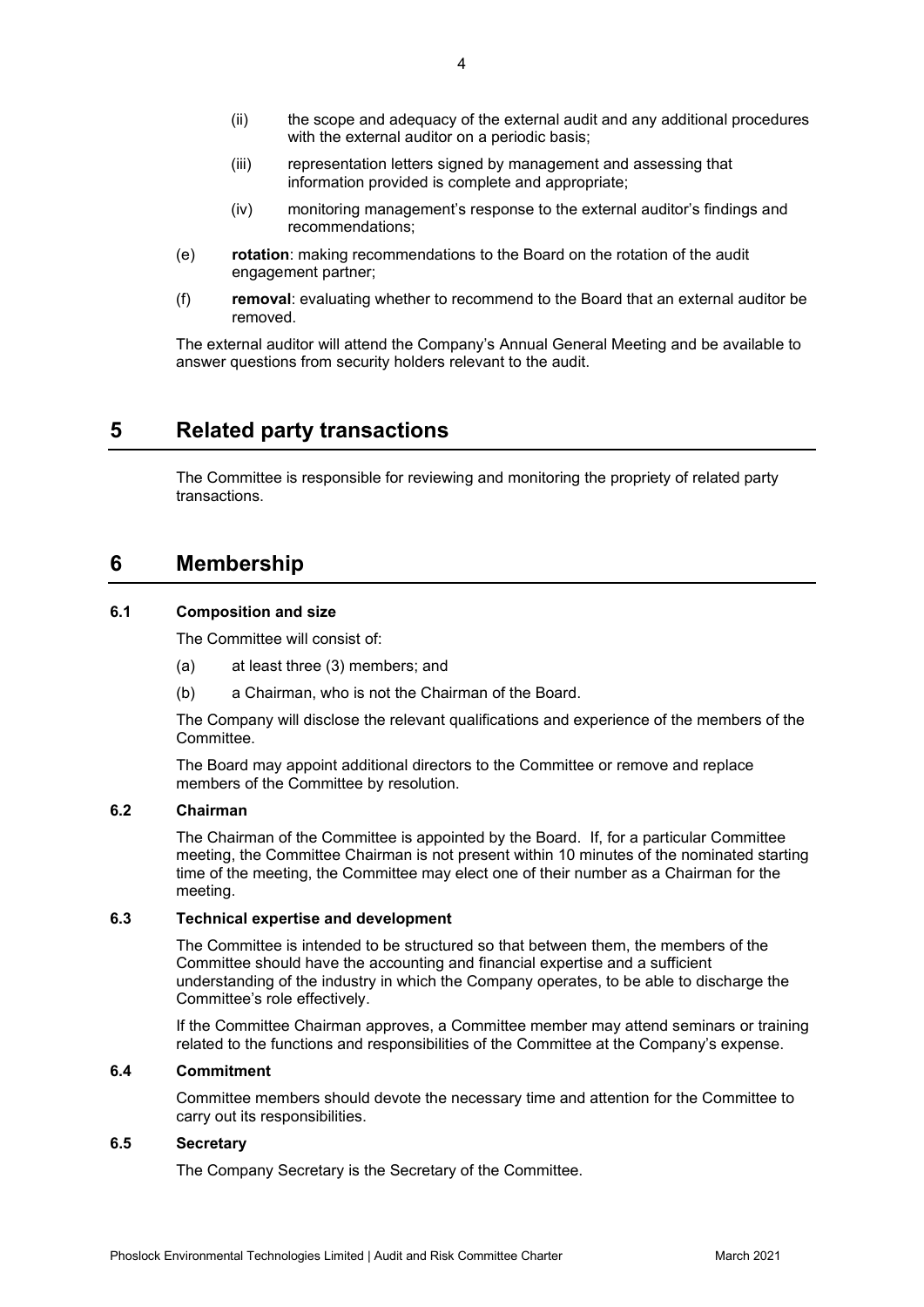(ii) the scope and adequacy of the external audit and any additional procedures with the external auditor on a periodic basis;

(iii) representation letters signed by management and assessing that information provided is complete and appropriate;

(iv) monitoring management's response to the external auditor's findings and recommendations;

(e) **rotation**: making recommendations to the Board on the rotation of the audit engagement partner;

(f) **removal**: evaluating whether to recommend to the Board that an external auditor be removed.

The external auditor will attend the Company's Annual General Meeting and be available to answer questions from security holders relevant to the audit.

# 5 Related party transactions

The Committee is responsible for reviewing and monitoring the propriety of related party transactions.

# 6 Membership

### 6.1 Composition and size

The Committee will consist of:

(a) at least three (3) members; and

(b) a Chairman, who is not the Chairman of the Board.

The Company will disclose the relevant qualifications and experience of the members of the Committee.

The Board may appoint additional directors to the Committee or remove and replace members of the Committee by resolution.

### 6.2 Chairman

The Chairman of the Committee is appointed by the Board. If, for a particular Committee meeting, the Committee Chairman is not present within 10 minutes of the nominated starting time of the meeting, the Committee may elect one of their number as a Chairman for the meeting.

### 6.3 Technical expertise and development

The Committee is intended to be structured so that between them, the members of the Committee should have the accounting and financial expertise and a sufficient understanding of the industry in which the Company operates, to be able to discharge the Committee's role effectively.

If the Committee Chairman approves, a Committee member may attend seminars or training related to the functions and responsibilities of the Committee at the Company's expense.

### 6.4 Commitment

Committee members should devote the necessary time and attention for the Committee to carry out its responsibilities.

### 6.5 Secretary

The Company Secretary is the Secretary of the Committee.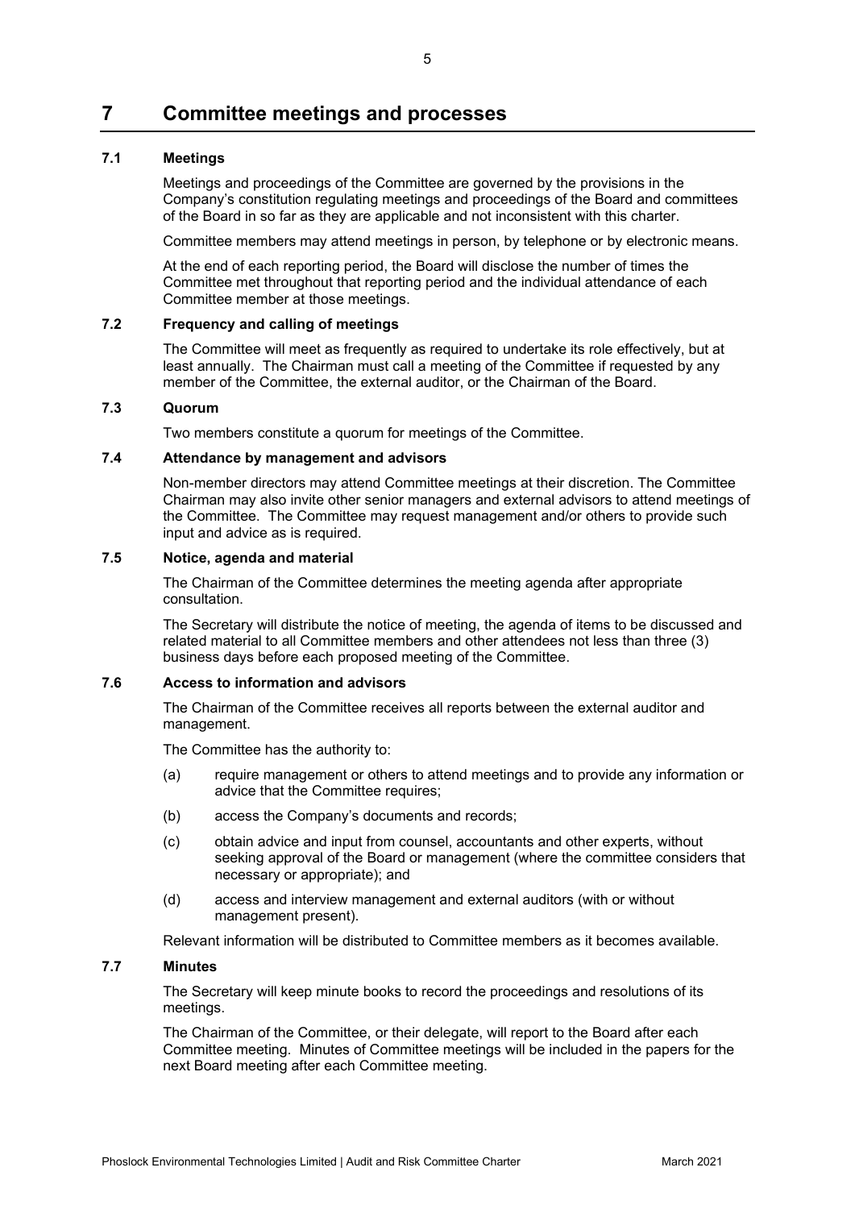# 7 Committee meetings and processes

## 7.1 Meetings

Meetings and proceedings of the Committee are governed by the provisions in the Company's constitution regulating meetings and proceedings of the Board and committees of the Board in so far as they are applicable and not inconsistent with this charter.

Committee members may attend meetings in person, by telephone or by electronic means.

At the end of each reporting period, the Board will disclose the number of times the Committee met throughout that reporting period and the individual attendance of each Committee member at those meetings.

## 7.2 Frequency and calling of meetings

The Committee will meet as frequently as required to undertake its role effectively, but at least annually. The Chairman must call a meeting of the Committee if requested by any member of the Committee, the external auditor, or the Chairman of the Board.

## 7.3 Quorum

Two members constitute a quorum for meetings of the Committee.

## 7.4 Attendance by management and advisors

Non-member directors may attend Committee meetings at their discretion. The Committee Chairman may also invite other senior managers and external advisors to attend meetings of the Committee. The Committee may request management and/or others to provide such input and advice as is required.

## 7.5 Notice, agenda and material

The Chairman of the Committee determines the meeting agenda after appropriate consultation.

The Secretary will distribute the notice of meeting, the agenda of items to be discussed and related material to all Committee members and other attendees not less than three (3) business days before each proposed meeting of the Committee.

## 7.6 Access to information and advisors

The Chairman of the Committee receives all reports between the external auditor and management.

The Committee has the authority to:

(a) require management or others to attend meetings and to provide any information or advice that the Committee requires;

(b) access the Company's documents and records;

(c) obtain advice and input from counsel, accountants and other experts, without seeking approval of the Board or management (where the committee considers that necessary or appropriate); and

(d) access and interview management and external auditors (with or without management present).

Relevant information will be distributed to Committee members as it becomes available.

## 7.7 Minutes

The Secretary will keep minute books to record the proceedings and resolutions of its meetings.

The Chairman of the Committee, or their delegate, will report to the Board after each Committee meeting. Minutes of Committee meetings will be included in the papers for the next Board meeting after each Committee meeting.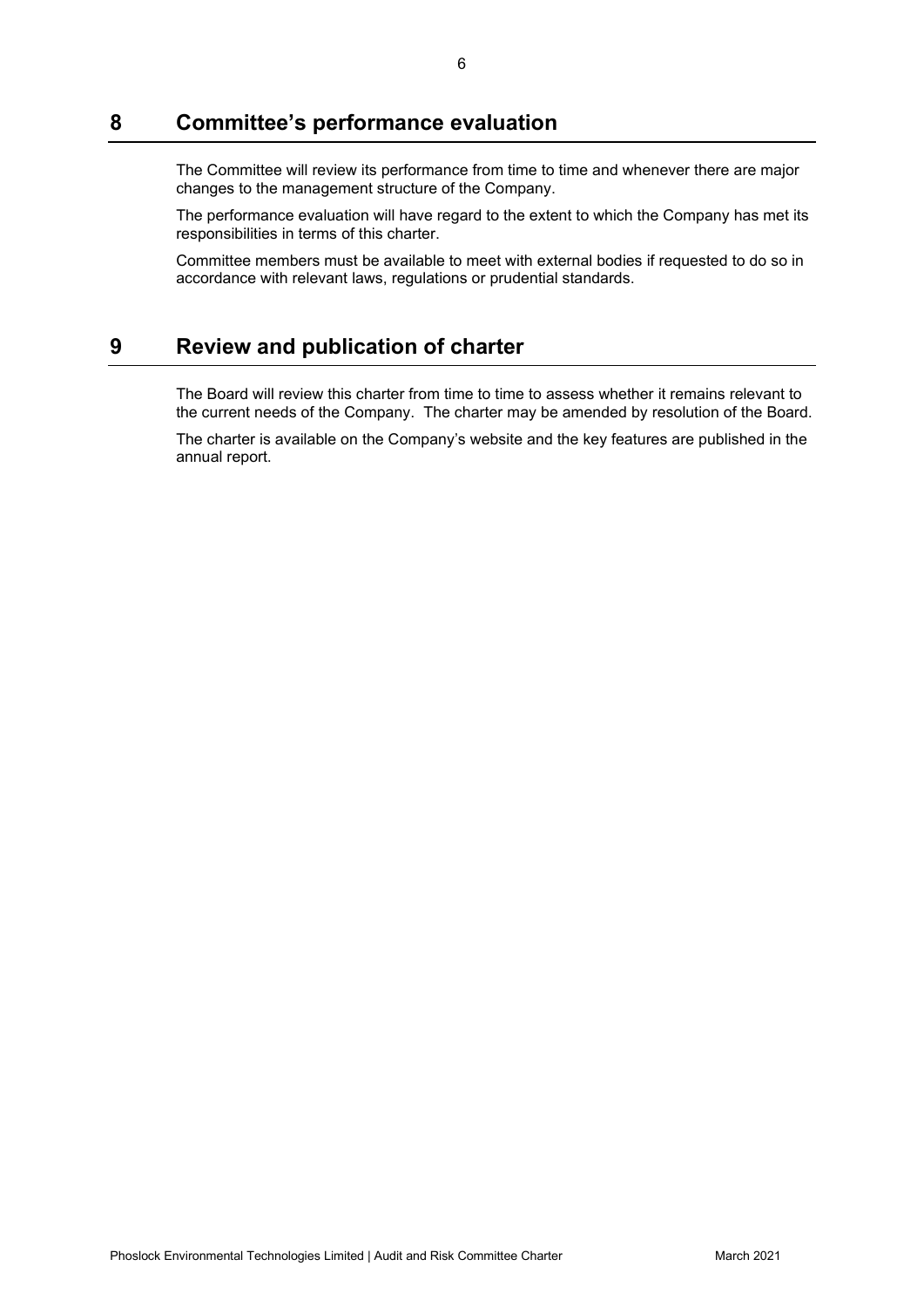# 8 Committee's performance evaluation

The Committee will review its performance from time to time and whenever there are major changes to the management structure of the Company.

The performance evaluation will have regard to the extent to which the Company has met its responsibilities in terms of this charter.

Committee members must be available to meet with external bodies if requested to do so in accordance with relevant laws, regulations or prudential standards.

# 9 Review and publication of charter

The Board will review this charter from time to time to assess whether it remains relevant to the current needs of the Company. The charter may be amended by resolution of the Board.

The charter is available on the Company's website and the key features are published in the annual report.